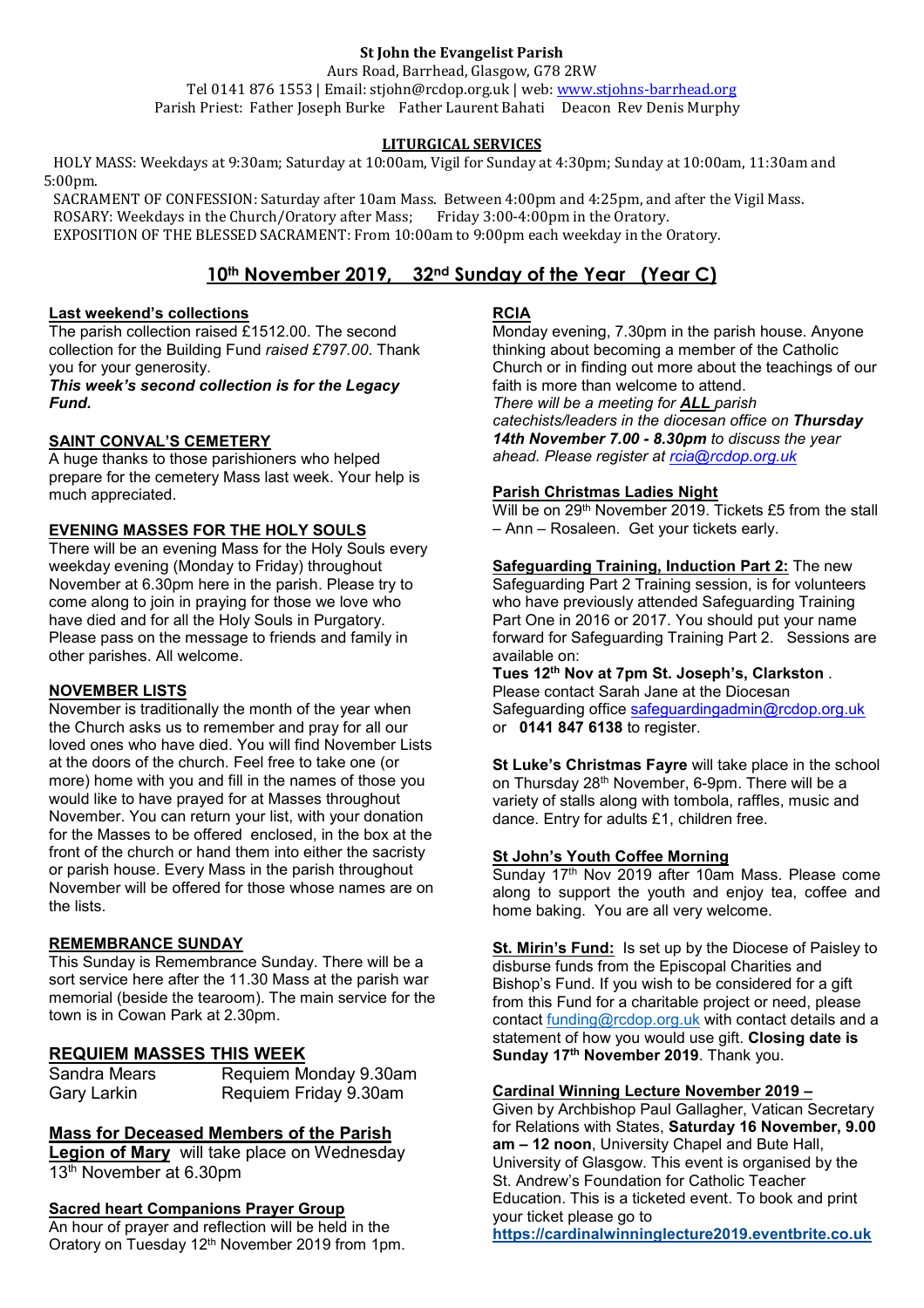**St John the Evangelist Parish**

Aurs Road, Barrhead, Glasgow, G78 2RW

Tel 0141 876 1553 | Email: stjohn@rcdop.org.uk | web: www.stjohns-barrhead.org

Parish Priest: Father Joseph Burke  Father Laurent Bahati  Deacon Rev Denis Murphy

## LITURGICAL SERVICES

HOLY MASS: Weekdays at 9:30am; Saturday at 10:00am, Vigil for Sunday at 4:30pm; Sunday at 10:00am, 11:30am and 5:00pm.

SACRAMENT OF CONFESSION: Saturday after 10am Mass. Between 4:00pm and 4:25pm, and after the Vigil Mass.

ROSARY: Weekdays in the Church/Oratory after Mass; Friday 3:00-4:00pm in the Oratory.

EXPOSITION OF THE BLESSED SACRAMENT: From 10:00am to 9:00pm each weekday in the Oratory.

# 10th November 2019, 32nd Sunday of the Year (Year C)

### Last weekend's collections

The parish collection raised £1512.00. The second collection for the Building Fund *raised £797.00*. Thank you for your generosity.

***This week's second collection is for the Legacy Fund.***

### SAINT CONVAL'S CEMETERY

A huge thanks to those parishioners who helped prepare for the cemetery Mass last week. Your help is much appreciated.

### EVENING MASSES FOR THE HOLY SOULS

There will be an evening Mass for the Holy Souls every weekday evening (Monday to Friday) throughout November at 6.30pm here in the parish. Please try to come along to join in praying for those we love who have died and for all the Holy Souls in Purgatory. Please pass on the message to friends and family in other parishes. All welcome.

### NOVEMBER LISTS

November is traditionally the month of the year when the Church asks us to remember and pray for all our loved ones who have died. You will find November Lists at the doors of the church. Feel free to take one (or more) home with you and fill in the names of those you would like to have prayed for at Masses throughout November. You can return your list, with your donation for the Masses to be offered enclosed, in the box at the front of the church or hand them into either the sacristy or parish house. Every Mass in the parish throughout November will be offered for those whose names are on the lists.

### REMEMBRANCE SUNDAY

This Sunday is Remembrance Sunday. There will be a sort service here after the 11.30 Mass at the parish war memorial (beside the tearoom). The main service for the town is in Cowan Park at 2.30pm.

### REQUIEM MASSES THIS WEEK

| | |
|---|---|
| Sandra Mears | Requiem Monday 9.30am |
| Gary Larkin | Requiem Friday 9.30am |

### Mass for Deceased Members of the Parish Legion of Mary

will take place on Wednesday 13th November at 6.30pm

### Sacred heart Companions Prayer Group

An hour of prayer and reflection will be held in the Oratory on Tuesday 12th November 2019 from 1pm.

### RCIA

Monday evening, 7.30pm in the parish house. Anyone thinking about becoming a member of the Catholic Church or in finding out more about the teachings of our faith is more than welcome to attend.

*There will be a meeting for **ALL** parish catechists/leaders in the diocesan office on **Thursday 14th November 7.00 - 8.30pm** to discuss the year ahead. Please register at rcia@rcdop.org.uk*

### Parish Christmas Ladies Night

Will be on 29th November 2019. Tickets £5 from the stall – Ann – Rosaleen. Get your tickets early.

**Safeguarding Training, Induction Part 2:** The new Safeguarding Part 2 Training session, is for volunteers who have previously attended Safeguarding Training Part One in 2016 or 2017. You should put your name forward for Safeguarding Training Part 2. Sessions are available on:

**Tues 12th Nov at 7pm St. Joseph's, Clarkston** .

Please contact Sarah Jane at the Diocesan Safeguarding office safeguardingadmin@rcdop.org.uk or **0141 847 6138** to register.

**St Luke's Christmas Fayre** will take place in the school on Thursday 28th November, 6-9pm. There will be a variety of stalls along with tombola, raffles, music and dance. Entry for adults £1, children free.

### St John's Youth Coffee Morning

Sunday 17th Nov 2019 after 10am Mass. Please come along to support the youth and enjoy tea, coffee and home baking. You are all very welcome.

**St. Mirin's Fund:** Is set up by the Diocese of Paisley to disburse funds from the Episcopal Charities and Bishop's Fund. If you wish to be considered for a gift from this Fund for a charitable project or need, please contact funding@rcdop.org.uk with contact details and a statement of how you would use gift. **Closing date is Sunday 17th November 2019**. Thank you.

### Cardinal Winning Lecture November 2019 –

Given by Archbishop Paul Gallagher, Vatican Secretary for Relations with States, **Saturday 16 November, 9.00 am – 12 noon**, University Chapel and Bute Hall, University of Glasgow. This event is organised by the St. Andrew's Foundation for Catholic Teacher Education. This is a ticketed event. To book and print your ticket please go to **https://cardinalwinninglecture2019.eventbrite.co.uk**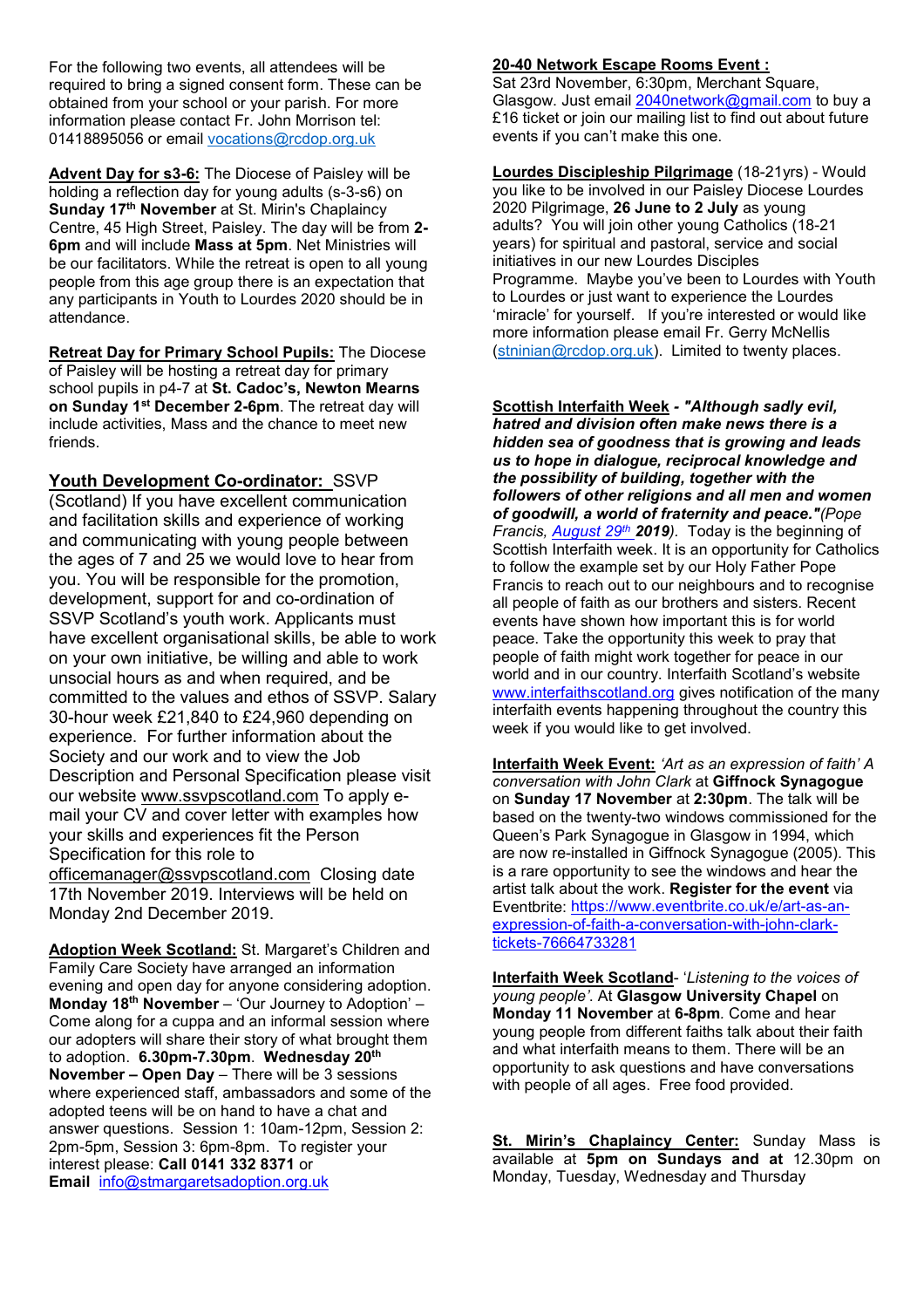For the following two events, all attendees will be required to bring a signed consent form. These can be obtained from your school or your parish. For more information please contact Fr. John Morrison tel: 01418895056 or email vocations@rcdop.org.uk

**Advent Day for s3-6:** The Diocese of Paisley will be holding a reflection day for young adults (s-3-s6) on **Sunday 17th November** at St. Mirin's Chaplaincy Centre, 45 High Street, Paisley. The day will be from **2-6pm** and will include **Mass at 5pm**. Net Ministries will be our facilitators. While the retreat is open to all young people from this age group there is an expectation that any participants in Youth to Lourdes 2020 should be in attendance.

**Retreat Day for Primary School Pupils:** The Diocese of Paisley will be hosting a retreat day for primary school pupils in p4-7 at **St. Cadoc's, Newton Mearns on Sunday 1st December 2-6pm**. The retreat day will include activities, Mass and the chance to meet new friends.

**Youth Development Co-ordinator:** SSVP (Scotland) If you have excellent communication and facilitation skills and experience of working and communicating with young people between the ages of 7 and 25 we would love to hear from you. You will be responsible for the promotion, development, support for and co-ordination of SSVP Scotland's youth work. Applicants must have excellent organisational skills, be able to work on your own initiative, be willing and able to work unsocial hours as and when required, and be committed to the values and ethos of SSVP. Salary 30-hour week £21,840 to £24,960 depending on experience. For further information about the Society and our work and to view the Job Description and Personal Specification please visit our website www.ssvpscotland.com To apply e-mail your CV and cover letter with examples how your skills and experiences fit the Person Specification for this role to officemanager@ssvpscotland.com Closing date 17th November 2019. Interviews will be held on Monday 2nd December 2019.

**Adoption Week Scotland:** St. Margaret's Children and Family Care Society have arranged an information evening and open day for anyone considering adoption. **Monday 18th November** – 'Our Journey to Adoption' – Come along for a cuppa and an informal session where our adopters will share their story of what brought them to adoption. **6.30pm-7.30pm**. **Wednesday 20th November – Open Day** – There will be 3 sessions where experienced staff, ambassadors and some of the adopted teens will be on hand to have a chat and answer questions. Session 1: 10am-12pm, Session 2: 2pm-5pm, Session 3: 6pm-8pm. To register your interest please: **Call 0141 332 8371** or **Email** info@stmargaretsadoption.org.uk

**20-40 Network Escape Rooms Event :**
Sat 23rd November, 6:30pm, Merchant Square, Glasgow. Just email 2040network@gmail.com to buy a £16 ticket or join our mailing list to find out about future events if you can't make this one.

**Lourdes Discipleship Pilgrimage** (18-21yrs) - Would you like to be involved in our Paisley Diocese Lourdes 2020 Pilgrimage, **26 June to 2 July** as young adults? You will join other young Catholics (18-21 years) for spiritual and pastoral, service and social initiatives in our new Lourdes Disciples Programme. Maybe you've been to Lourdes with Youth to Lourdes or just want to experience the Lourdes 'miracle' for yourself. If you're interested or would like more information please email Fr. Gerry McNellis (stninian@rcdop.org.uk). Limited to twenty places.

**Scottish Interfaith Week** - ***"Although sadly evil, hatred and division often make news there is a hidden sea of goodness that is growing and leads us to hope in dialogue, reciprocal knowledge and the possibility of building, together with the followers of other religions and all men and women of goodwill, a world of fraternity and peace."****(Pope Francis, August 29th **2019**)*. Today is the beginning of Scottish Interfaith week. It is an opportunity for Catholics to follow the example set by our Holy Father Pope Francis to reach out to our neighbours and to recognise all people of faith as our brothers and sisters. Recent events have shown how important this is for world peace. Take the opportunity this week to pray that people of faith might work together for peace in our world and in our country. Interfaith Scotland's website www.interfaithscotland.org gives notification of the many interfaith events happening throughout the country this week if you would like to get involved.

**Interfaith Week Event:** *'Art as an expression of faith' A conversation with John Clark* at **Giffnock Synagogue** on **Sunday 17 November** at **2:30pm**. The talk will be based on the twenty-two windows commissioned for the Queen's Park Synagogue in Glasgow in 1994, which are now re-installed in Giffnock Synagogue (2005). This is a rare opportunity to see the windows and hear the artist talk about the work. **Register for the event** via Eventbrite: https://www.eventbrite.co.uk/e/art-as-an-expression-of-faith-a-conversation-with-john-clark-tickets-76664733281

**Interfaith Week Scotland**- '*Listening to the voices of young people'*. At **Glasgow University Chapel** on **Monday 11 November** at **6-8pm***.* Come and hear young people from different faiths talk about their faith and what interfaith means to them. There will be an opportunity to ask questions and have conversations with people of all ages. Free food provided.

**St. Mirin's Chaplaincy Center:** Sunday Mass is available at **5pm on Sundays and at** 12.30pm on Monday, Tuesday, Wednesday and Thursday